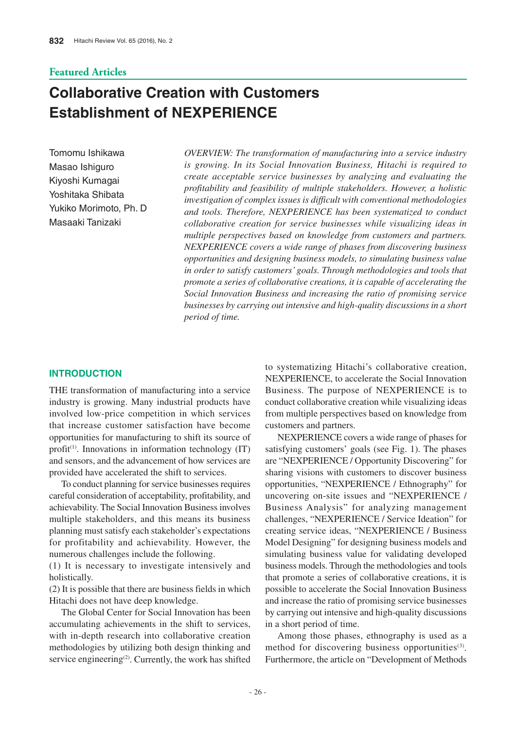Featured Articles

# Collaborative Creation with Customers Establishment of NEXPERIENCE

Tomomu Ishikawa
Masao Ishiguro
Kiyoshi Kumagai
Yoshitaka Shibata
Yukiko Morimoto, Ph. D
Masaaki Tanizaki

*OVERVIEW: The transformation of manufacturing into a service industry is growing. In its Social Innovation Business, Hitachi is required to create acceptable service businesses by analyzing and evaluating the profitability and feasibility of multiple stakeholders. However, a holistic investigation of complex issues is difficult with conventional methodologies and tools. Therefore, NEXPERIENCE has been systematized to conduct collaborative creation for service businesses while visualizing ideas in multiple perspectives based on knowledge from customers and partners. NEXPERIENCE covers a wide range of phases from discovering business opportunities and designing business models, to simulating business value in order to satisfy customers' goals. Through methodologies and tools that promote a series of collaborative creations, it is capable of accelerating the Social Innovation Business and increasing the ratio of promising service businesses by carrying out intensive and high-quality discussions in a short period of time.*

## INTRODUCTION

THE transformation of manufacturing into a service industry is growing. Many industrial products have involved low-price competition in which services that increase customer satisfaction have become opportunities for manufacturing to shift its source of profit[1]. Innovations in information technology (IT) and sensors, and the advancement of how services are provided have accelerated the shift to services.

To conduct planning for service businesses requires careful consideration of acceptability, profitability, and achievability. The Social Innovation Business involves multiple stakeholders, and this means its business planning must satisfy each stakeholder's expectations for profitability and achievability. However, the numerous challenges include the following.

(1) It is necessary to investigate intensively and holistically.

(2) It is possible that there are business fields in which Hitachi does not have deep knowledge.

The Global Center for Social Innovation has been accumulating achievements in the shift to services, with in-depth research into collaborative creation methodologies by utilizing both design thinking and service engineering[2]. Currently, the work has shifted to systematizing Hitachi's collaborative creation, NEXPERIENCE, to accelerate the Social Innovation Business. The purpose of NEXPERIENCE is to conduct collaborative creation while visualizing ideas from multiple perspectives based on knowledge from customers and partners.

NEXPERIENCE covers a wide range of phases for satisfying customers' goals (see Fig. 1). The phases are "NEXPERIENCE / Opportunity Discovering" for sharing visions with customers to discover business opportunities, "NEXPERIENCE / Ethnography" for uncovering on-site issues and "NEXPERIENCE / Business Analysis" for analyzing management challenges, "NEXPERIENCE / Service Ideation" for creating service ideas, "NEXPERIENCE / Business Model Designing" for designing business models and simulating business value for validating developed business models. Through the methodologies and tools that promote a series of collaborative creations, it is possible to accelerate the Social Innovation Business and increase the ratio of promising service businesses by carrying out intensive and high-quality discussions in a short period of time.

Among those phases, ethnography is used as a method for discovering business opportunities[3]. Furthermore, the article on "Development of Methods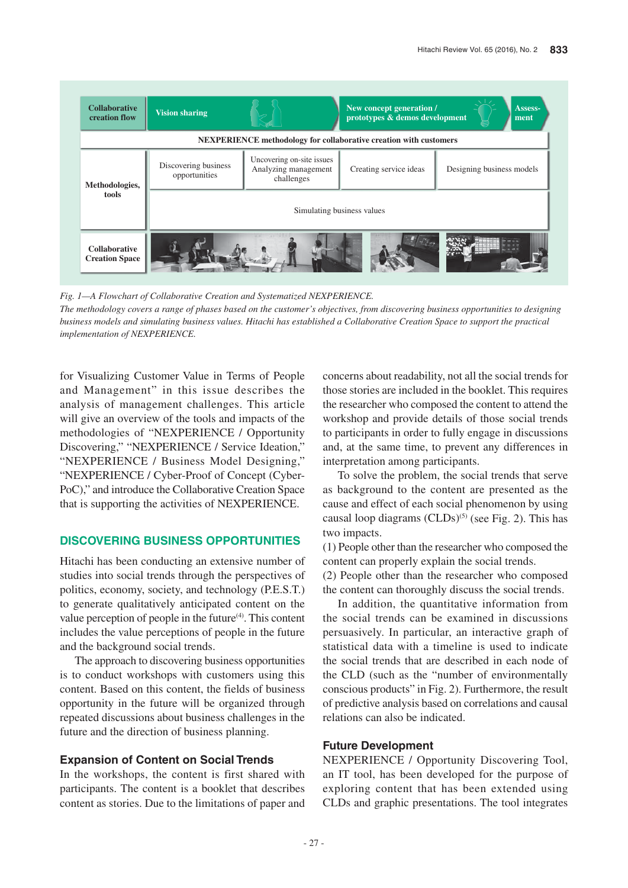| Collaborative creation flow | Vision sharing | | New concept generation / prototypes & demos development | | Assess-ment |
|---|---|---|---|---|---|
| | NEXPERIENCE methodology for collaborative creation with customers | | | | |
| Methodologies, tools | Discovering business opportunities | Uncovering on-site issues Analyzing management challenges | Creating service ideas | Designing business models | |
| | Simulating business values | | | | |
| Collaborative Creation Space | | | | | |

*Fig. 1—A Flowchart of Collaborative Creation and Systematized NEXPERIENCE.*
*The methodology covers a range of phases based on the customer's objectives, from discovering business opportunities to designing business models and simulating business values. Hitachi has established a Collaborative Creation Space to support the practical implementation of NEXPERIENCE.*

for Visualizing Customer Value in Terms of People and Management" in this issue describes the analysis of management challenges. This article will give an overview of the tools and impacts of the methodologies of "NEXPERIENCE / Opportunity Discovering," "NEXPERIENCE / Service Ideation," "NEXPERIENCE / Business Model Designing," "NEXPERIENCE / Cyber-Proof of Concept (Cyber-PoC)," and introduce the Collaborative Creation Space that is supporting the activities of NEXPERIENCE.

## DISCOVERING BUSINESS OPPORTUNITIES

Hitachi has been conducting an extensive number of studies into social trends through the perspectives of politics, economy, society, and technology (P.E.S.T.) to generate qualitatively anticipated content on the value perception of people in the future[4]. This content includes the value perceptions of people in the future and the background social trends.

The approach to discovering business opportunities is to conduct workshops with customers using this content. Based on this content, the fields of business opportunity in the future will be organized through repeated discussions about business challenges in the future and the direction of business planning.

### Expansion of Content on Social Trends

In the workshops, the content is first shared with participants. The content is a booklet that describes content as stories. Due to the limitations of paper and concerns about readability, not all the social trends for those stories are included in the booklet. This requires the researcher who composed the content to attend the workshop and provide details of those social trends to participants in order to fully engage in discussions and, at the same time, to prevent any differences in interpretation among participants.

To solve the problem, the social trends that serve as background to the content are presented as the cause and effect of each social phenomenon by using causal loop diagrams (CLDs)[5] (see Fig. 2). This has two impacts.

(1) People other than the researcher who composed the content can properly explain the social trends.
(2) People other than the researcher who composed the content can thoroughly discuss the social trends.

In addition, the quantitative information from the social trends can be examined in discussions persuasively. In particular, an interactive graph of statistical data with a timeline is used to indicate the social trends that are described in each node of the CLD (such as the "number of environmentally conscious products" in Fig. 2). Furthermore, the result of predictive analysis based on correlations and causal relations can also be indicated.

### Future Development

NEXPERIENCE / Opportunity Discovering Tool, an IT tool, has been developed for the purpose of exploring content that has been extended using CLDs and graphic presentations. The tool integrates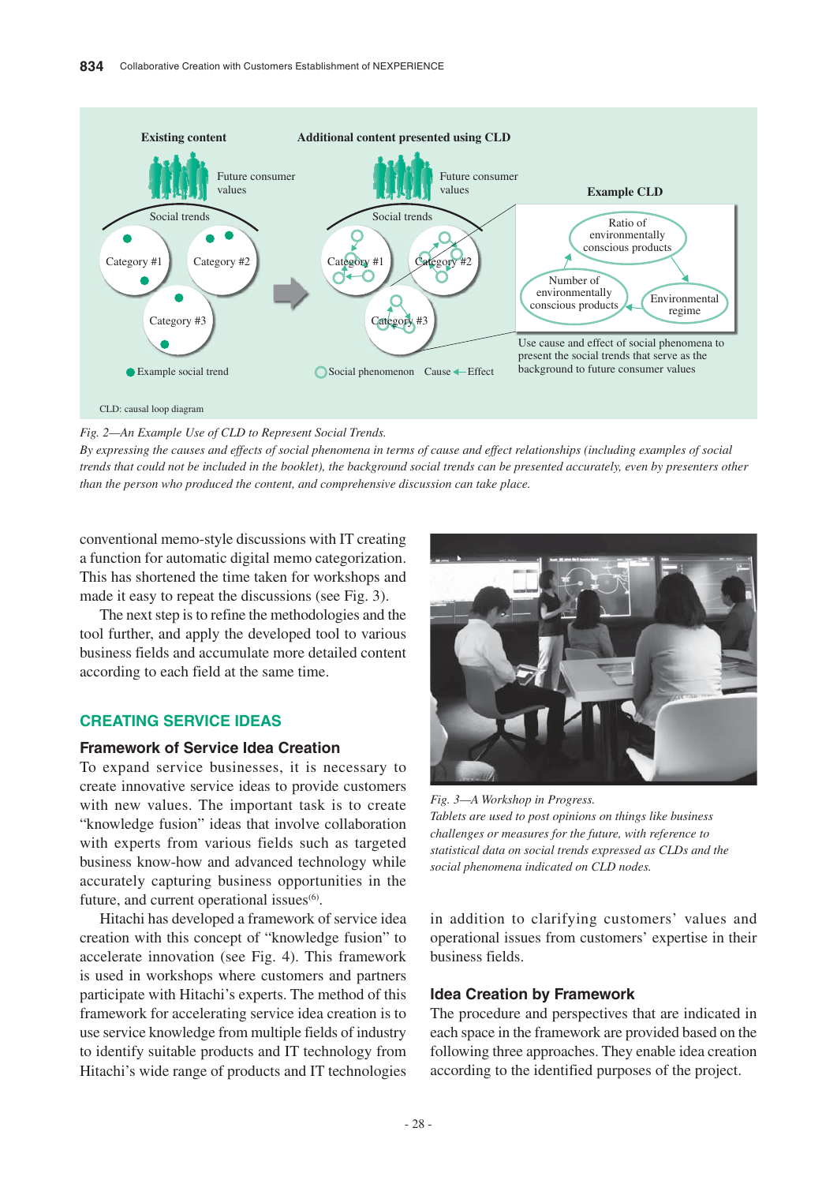Existing content

Additional content presented using CLD

Future consumer values

Future consumer values

Example CLD

Social trends

Social trends

Category #1

Category #2

Category #3

Category #1

Category #2

Category #3

Ratio of environmentally conscious products

Number of environmentally conscious products

Environmental regime

Use cause and effect of social phenomena to present the social trends that serve as the background to future consumer values

Example social trend

Social phenomenon

Cause ← Effect

CLD: causal loop diagram

*Fig. 2—An Example Use of CLD to Represent Social Trends.*
*By expressing the causes and effects of social phenomena in terms of cause and effect relationships (including examples of social trends that could not be included in the booklet), the background social trends can be presented accurately, even by presenters other than the person who produced the content, and comprehensive discussion can take place.*

conventional memo-style discussions with IT creating a function for automatic digital memo categorization. This has shortened the time taken for workshops and made it easy to repeat the discussions (see Fig. 3).

The next step is to refine the methodologies and the tool further, and apply the developed tool to various business fields and accumulate more detailed content according to each field at the same time.

## CREATING SERVICE IDEAS

### Framework of Service Idea Creation

To expand service businesses, it is necessary to create innovative service ideas to provide customers with new values. The important task is to create "knowledge fusion" ideas that involve collaboration with experts from various fields such as targeted business know-how and advanced technology while accurately capturing business opportunities in the future, and current operational issues(6).

Hitachi has developed a framework of service idea creation with this concept of "knowledge fusion" to accelerate innovation (see Fig. 4). This framework is used in workshops where customers and partners participate with Hitachi's experts. The method of this framework for accelerating service idea creation is to use service knowledge from multiple fields of industry to identify suitable products and IT technology from Hitachi's wide range of products and IT technologies

*Fig. 3—A Workshop in Progress.*
*Tablets are used to post opinions on things like business challenges or measures for the future, with reference to statistical data on social trends expressed as CLDs and the social phenomena indicated on CLD nodes.*

in addition to clarifying customers' values and operational issues from customers' expertise in their business fields.

### Idea Creation by Framework

The procedure and perspectives that are indicated in each space in the framework are provided based on the following three approaches. They enable idea creation according to the identified purposes of the project.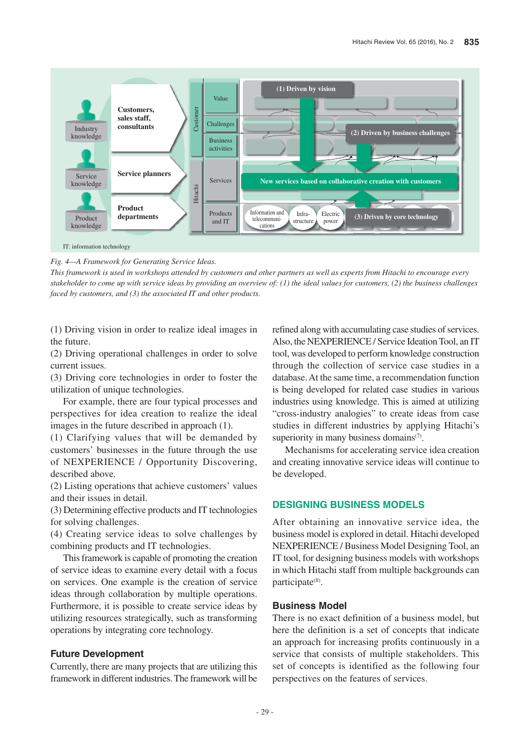IT: information technology

*Fig. 4—A Framework for Generating Service Ideas.*

*This framework is used in workshops attended by customers and other partners as well as experts from Hitachi to encourage every stakeholder to come up with service ideas by providing an overview of: (1) the ideal values for customers, (2) the business challenges faced by customers, and (3) the associated IT and other products.*

(1) Driving vision in order to realize ideal images in the future.
(2) Driving operational challenges in order to solve current issues.
(3) Driving core technologies in order to foster the utilization of unique technologies.

For example, there are four typical processes and perspectives for idea creation to realize the ideal images in the future described in approach (1).

(1) Clarifying values that will be demanded by customers' businesses in the future through the use of NEXPERIENCE / Opportunity Discovering, described above.
(2) Listing operations that achieve customers' values and their issues in detail.
(3) Determining effective products and IT technologies for solving challenges.
(4) Creating service ideas to solve challenges by combining products and IT technologies.

This framework is capable of promoting the creation of service ideas to examine every detail with a focus on services. One example is the creation of service ideas through collaboration by multiple operations. Furthermore, it is possible to create service ideas by utilizing resources strategically, such as transforming operations by integrating core technology.

### Future Development

Currently, there are many projects that are utilizing this framework in different industries. The framework will be refined along with accumulating case studies of services. Also, the NEXPERIENCE / Service Ideation Tool, an IT tool, was developed to perform knowledge construction through the collection of service case studies in a database. At the same time, a recommendation function is being developed for related case studies in various industries using knowledge. This is aimed at utilizing "cross-industry analogies" to create ideas from case studies in different industries by applying Hitachi's superiority in many business domains[7].

Mechanisms for accelerating service idea creation and creating innovative service ideas will continue to be developed.

## DESIGNING BUSINESS MODELS

After obtaining an innovative service idea, the business model is explored in detail. Hitachi developed NEXPERIENCE / Business Model Designing Tool, an IT tool, for designing business models with workshops in which Hitachi staff from multiple backgrounds can participate[8].

### Business Model

There is no exact definition of a business model, but here the definition is a set of concepts that indicate an approach for increasing profits continuously in a service that consists of multiple stakeholders. This set of concepts is identified as the following four perspectives on the features of services.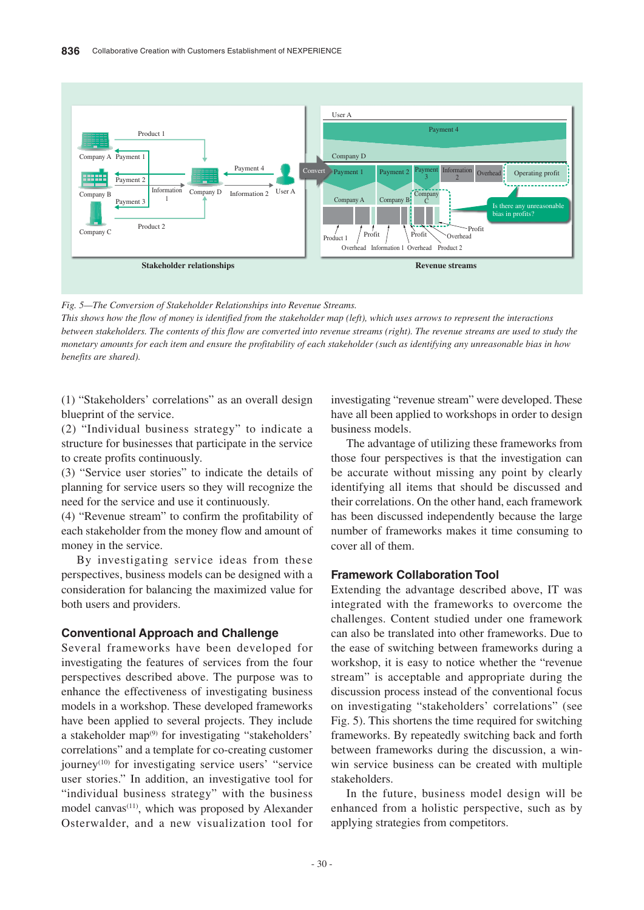*Fig. 5—The Conversion of Stakeholder Relationships into Revenue Streams.*
*This shows how the flow of money is identified from the stakeholder map (left), which uses arrows to represent the interactions between stakeholders. The contents of this flow are converted into revenue streams (right). The revenue streams are used to study the monetary amounts for each item and ensure the profitability of each stakeholder (such as identifying any unreasonable bias in how benefits are shared).*

(1) "Stakeholders' correlations" as an overall design blueprint of the service.
(2) "Individual business strategy" to indicate a structure for businesses that participate in the service to create profits continuously.
(3) "Service user stories" to indicate the details of planning for service users so they will recognize the need for the service and use it continuously.
(4) "Revenue stream" to confirm the profitability of each stakeholder from the money flow and amount of money in the service.

By investigating service ideas from these perspectives, business models can be designed with a consideration for balancing the maximized value for both users and providers.

## Conventional Approach and Challenge

Several frameworks have been developed for investigating the features of services from the four perspectives described above. The purpose was to enhance the effectiveness of investigating business models in a workshop. These developed frameworks have been applied to several projects. They include a stakeholder map[9] for investigating "stakeholders' correlations" and a template for co-creating customer journey[10] for investigating service users' "service user stories." In addition, an investigative tool for "individual business strategy" with the business model canvas[11], which was proposed by Alexander Osterwalder, and a new visualization tool for investigating "revenue stream" were developed. These have all been applied to workshops in order to design business models.

The advantage of utilizing these frameworks from those four perspectives is that the investigation can be accurate without missing any point by clearly identifying all items that should be discussed and their correlations. On the other hand, each framework has been discussed independently because the large number of frameworks makes it time consuming to cover all of them.

## Framework Collaboration Tool

Extending the advantage described above, IT was integrated with the frameworks to overcome the challenges. Content studied under one framework can also be translated into other frameworks. Due to the ease of switching between frameworks during a workshop, it is easy to notice whether the "revenue stream" is acceptable and appropriate during the discussion process instead of the conventional focus on investigating "stakeholders' correlations" (see Fig. 5). This shortens the time required for switching frameworks. By repeatedly switching back and forth between frameworks during the discussion, a win-win service business can be created with multiple stakeholders.

In the future, business model design will be enhanced from a holistic perspective, such as by applying strategies from competitors.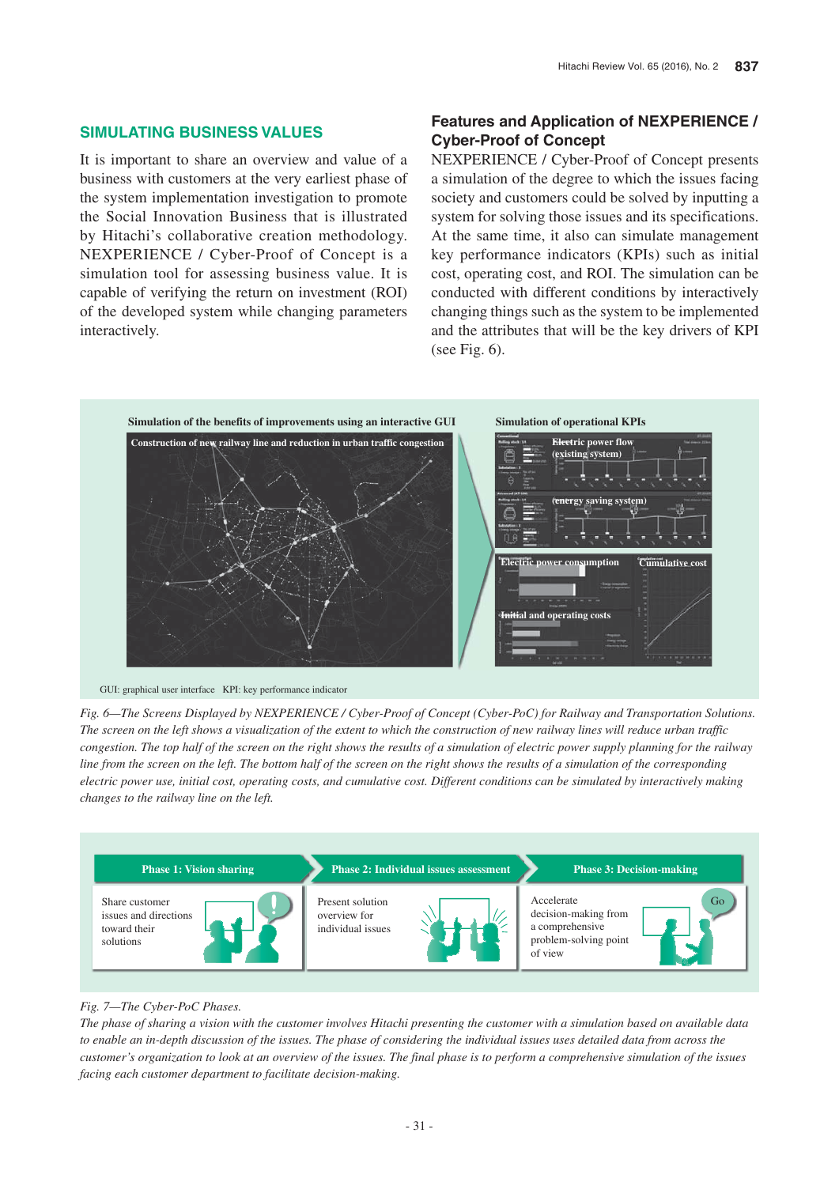## SIMULATING BUSINESS VALUES

It is important to share an overview and value of a business with customers at the very earliest phase of the system implementation investigation to promote the Social Innovation Business that is illustrated by Hitachi's collaborative creation methodology. NEXPERIENCE / Cyber-Proof of Concept is a simulation tool for assessing business value. It is capable of verifying the return on investment (ROI) of the developed system while changing parameters interactively.

### Features and Application of NEXPERIENCE / Cyber-Proof of Concept

NEXPERIENCE / Cyber-Proof of Concept presents a simulation of the degree to which the issues facing society and customers could be solved by inputting a system for solving those issues and its specifications. At the same time, it also can simulate management key performance indicators (KPIs) such as initial cost, operating cost, and ROI. The simulation can be conducted with different conditions by interactively changing things such as the system to be implemented and the attributes that will be the key drivers of KPI (see Fig. 6).

Simulation of the benefits of improvements using an interactive GUI

Construction of new railway line and reduction in urban traffic congestion

Simulation of operational KPIs

Electric power flow (existing system)

(energy saving system)

Electric power consumption

Cumulative cost

Initial and operating costs

GUI: graphical user interface KPI: key performance indicator

*Fig. 6—The Screens Displayed by NEXPERIENCE / Cyber-Proof of Concept (Cyber-PoC) for Railway and Transportation Solutions.*
*The screen on the left shows a visualization of the extent to which the construction of new railway lines will reduce urban traffic congestion. The top half of the screen on the right shows the results of a simulation of electric power supply planning for the railway line from the screen on the left. The bottom half of the screen on the right shows the results of a simulation of the corresponding electric power use, initial cost, operating costs, and cumulative cost. Different conditions can be simulated by interactively making changes to the railway line on the left.*

| Phase 1: Vision sharing | Phase 2: Individual issues assessment | Phase 3: Decision-making |
|---|---|---|
| Share customer issues and directions toward their solutions | Present solution overview for individual issues | Accelerate decision-making from a comprehensive problem-solving point of view |

*Fig. 7—The Cyber-PoC Phases.*
*The phase of sharing a vision with the customer involves Hitachi presenting the customer with a simulation based on available data to enable an in-depth discussion of the issues. The phase of considering the individual issues uses detailed data from across the customer's organization to look at an overview of the issues. The final phase is to perform a comprehensive simulation of the issues facing each customer department to facilitate decision-making.*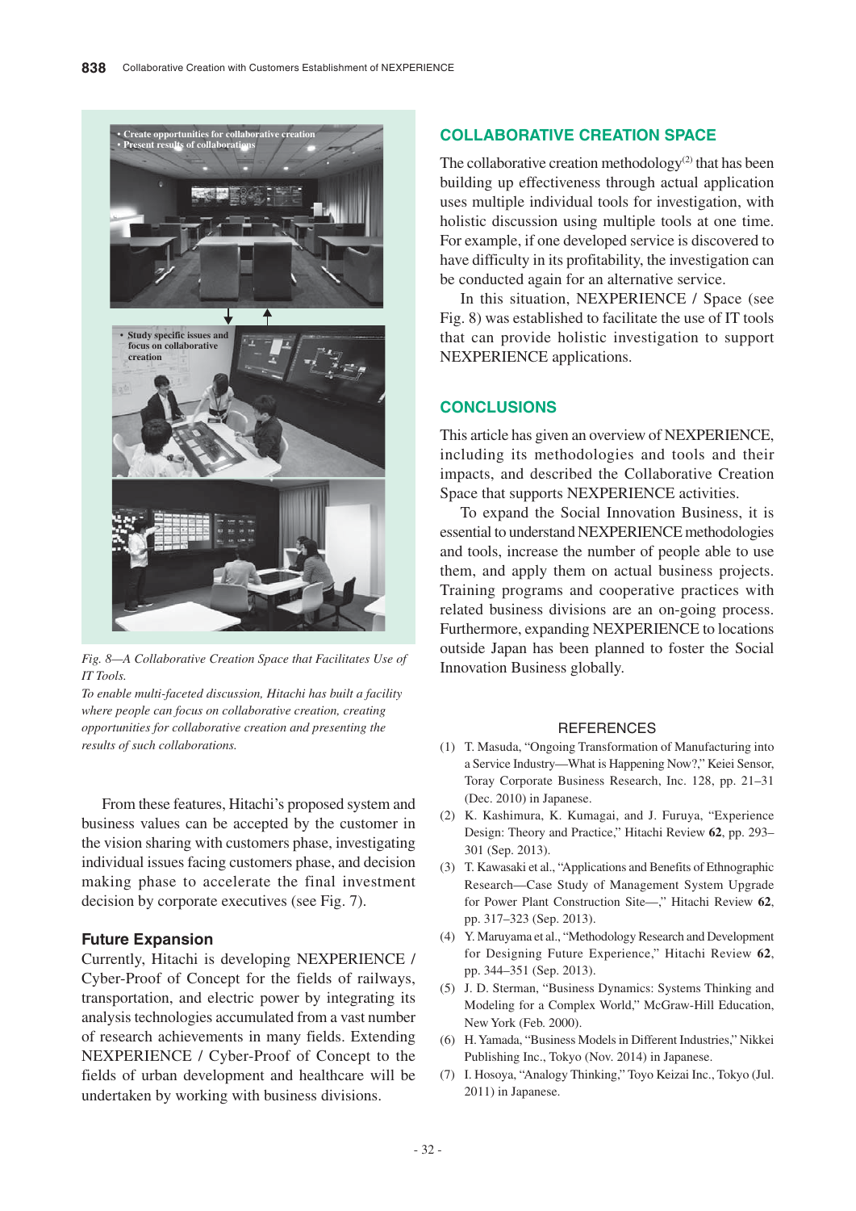Fig. 8—A Collaborative Creation Space that Facilitates Use of IT Tools.

*To enable multi-faceted discussion, Hitachi has built a facility where people can focus on collaborative creation, creating opportunities for collaborative creation and presenting the results of such collaborations.*

From these features, Hitachi's proposed system and business values can be accepted by the customer in the vision sharing with customers phase, investigating individual issues facing customers phase, and decision making phase to accelerate the final investment decision by corporate executives (see Fig. 7).

### Future Expansion

Currently, Hitachi is developing NEXPERIENCE / Cyber-Proof of Concept for the fields of railways, transportation, and electric power by integrating its analysis technologies accumulated from a vast number of research achievements in many fields. Extending NEXPERIENCE / Cyber-Proof of Concept to the fields of urban development and healthcare will be undertaken by working with business divisions.

## COLLABORATIVE CREATION SPACE

The collaborative creation methodology[2] that has been building up effectiveness through actual application uses multiple individual tools for investigation, with holistic discussion using multiple tools at one time. For example, if one developed service is discovered to have difficulty in its profitability, the investigation can be conducted again for an alternative service.

In this situation, NEXPERIENCE / Space (see Fig. 8) was established to facilitate the use of IT tools that can provide holistic investigation to support NEXPERIENCE applications.

## CONCLUSIONS

This article has given an overview of NEXPERIENCE, including its methodologies and tools and their impacts, and described the Collaborative Creation Space that supports NEXPERIENCE activities.

To expand the Social Innovation Business, it is essential to understand NEXPERIENCE methodologies and tools, increase the number of people able to use them, and apply them on actual business projects. Training programs and cooperative practices with related business divisions are an on-going process. Furthermore, expanding NEXPERIENCE to locations outside Japan has been planned to foster the Social Innovation Business globally.

## REFERENCES

(1) T. Masuda, "Ongoing Transformation of Manufacturing into a Service Industry—What is Happening Now?," Keiei Sensor, Toray Corporate Business Research, Inc. 128, pp. 21–31 (Dec. 2010) in Japanese.

(2) K. Kashimura, K. Kumagai, and J. Furuya, "Experience Design: Theory and Practice," Hitachi Review **62**, pp. 293–301 (Sep. 2013).

(3) T. Kawasaki et al., "Applications and Benefits of Ethnographic Research—Case Study of Management System Upgrade for Power Plant Construction Site—," Hitachi Review **62**, pp. 317–323 (Sep. 2013).

(4) Y. Maruyama et al., "Methodology Research and Development for Designing Future Experience," Hitachi Review **62**, pp. 344–351 (Sep. 2013).

(5) J. D. Sterman, "Business Dynamics: Systems Thinking and Modeling for a Complex World," McGraw-Hill Education, New York (Feb. 2000).

(6) H. Yamada, "Business Models in Different Industries," Nikkei Publishing Inc., Tokyo (Nov. 2014) in Japanese.

(7) I. Hosoya, "Analogy Thinking," Toyo Keizai Inc., Tokyo (Jul. 2011) in Japanese.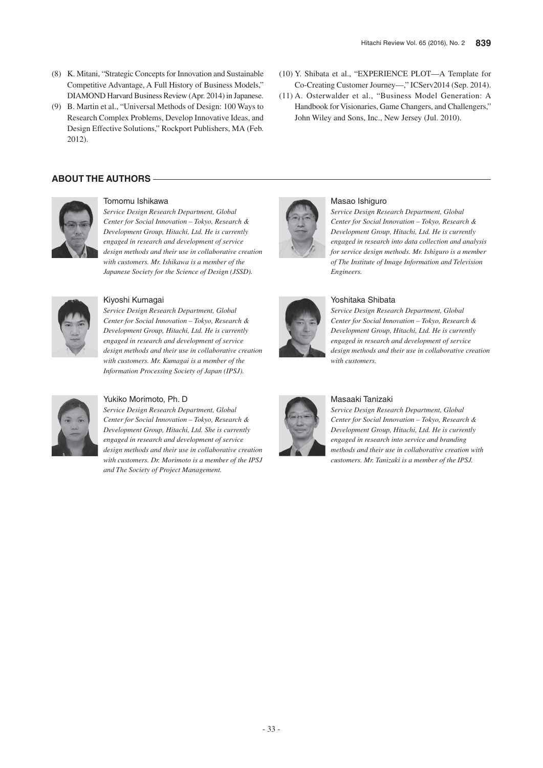(8) K. Mitani, "Strategic Concepts for Innovation and Sustainable Competitive Advantage, A Full History of Business Models," DIAMOND Harvard Business Review (Apr. 2014) in Japanese.

(9) B. Martin et al., "Universal Methods of Design: 100 Ways to Research Complex Problems, Develop Innovative Ideas, and Design Effective Solutions," Rockport Publishers, MA (Feb. 2012).

(10) Y. Shibata et al., "EXPERIENCE PLOT—A Template for Co-Creating Customer Journey—," ICServ2014 (Sep. 2014).

(11) A. Osterwalder et al., "Business Model Generation: A Handbook for Visionaries, Game Changers, and Challengers," John Wiley and Sons, Inc., New Jersey (Jul. 2010).

## ABOUT THE AUTHORS

**Tomomu Ishikawa**

*Service Design Research Department, Global Center for Social Innovation – Tokyo, Research & Development Group, Hitachi, Ltd. He is currently engaged in research and development of service design methods and their use in collaborative creation with customers. Mr. Ishikawa is a member of the Japanese Society for the Science of Design (JSSD).*

**Masao Ishiguro**

*Service Design Research Department, Global Center for Social Innovation – Tokyo, Research & Development Group, Hitachi, Ltd. He is currently engaged in research into data collection and analysis for service design methods. Mr. Ishiguro is a member of The Institute of Image Information and Television Engineers.*

**Kiyoshi Kumagai**

*Service Design Research Department, Global Center for Social Innovation – Tokyo, Research & Development Group, Hitachi, Ltd. He is currently engaged in research and development of service design methods and their use in collaborative creation with customers. Mr. Kumagai is a member of the Information Processing Society of Japan (IPSJ).*

**Yoshitaka Shibata**

*Service Design Research Department, Global Center for Social Innovation – Tokyo, Research & Development Group, Hitachi, Ltd. He is currently engaged in research and development of service design methods and their use in collaborative creation with customers.*

**Yukiko Morimoto, Ph. D**

*Service Design Research Department, Global Center for Social Innovation – Tokyo, Research & Development Group, Hitachi, Ltd. She is currently engaged in research and development of service design methods and their use in collaborative creation with customers. Dr. Morimoto is a member of the IPSJ and The Society of Project Management.*

**Masaaki Tanizaki**

*Service Design Research Department, Global Center for Social Innovation – Tokyo, Research & Development Group, Hitachi, Ltd. He is currently engaged in research into service and branding methods and their use in collaborative creation with customers. Mr. Tanizaki is a member of the IPSJ.*